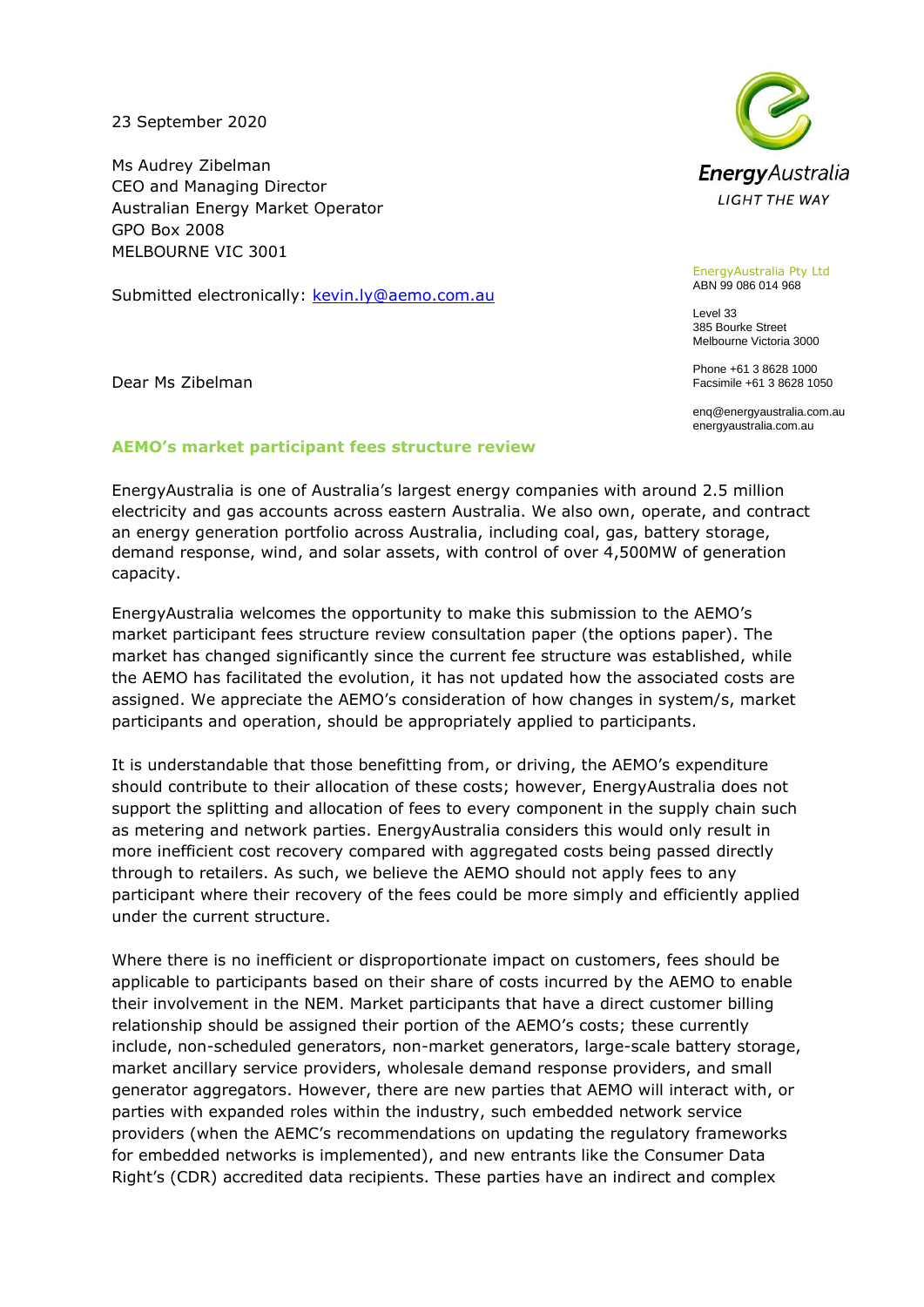23 September 2020

Ms Audrey Zibelman
CEO and Managing Director
Australian Energy Market Operator
GPO Box 2008
MELBOURNE VIC 3001

Submitted electronically: [kevin.ly@aemo.com.au](mailto:kevin.ly@aemo.com.au)

EnergyAustralia
LIGHT THE WAY

EnergyAustralia Pty Ltd
ABN 99 086 014 968

Level 33
385 Bourke Street
Melbourne Victoria 3000

Phone +61 3 8628 1000
Facsimile +61 3 8628 1050

enq@energyaustralia.com.au
energyaustralia.com.au

Dear Ms Zibelman

## AEMO's market participant fees structure review

EnergyAustralia is one of Australia's largest energy companies with around 2.5 million electricity and gas accounts across eastern Australia. We also own, operate, and contract an energy generation portfolio across Australia, including coal, gas, battery storage, demand response, wind, and solar assets, with control of over 4,500MW of generation capacity.

EnergyAustralia welcomes the opportunity to make this submission to the AEMO's market participant fees structure review consultation paper (the options paper). The market has changed significantly since the current fee structure was established, while the AEMO has facilitated the evolution, it has not updated how the associated costs are assigned. We appreciate the AEMO's consideration of how changes in system/s, market participants and operation, should be appropriately applied to participants.

It is understandable that those benefitting from, or driving, the AEMO's expenditure should contribute to their allocation of these costs; however, EnergyAustralia does not support the splitting and allocation of fees to every component in the supply chain such as metering and network parties. EnergyAustralia considers this would only result in more inefficient cost recovery compared with aggregated costs being passed directly through to retailers. As such, we believe the AEMO should not apply fees to any participant where their recovery of the fees could be more simply and efficiently applied under the current structure.

Where there is no inefficient or disproportionate impact on customers, fees should be applicable to participants based on their share of costs incurred by the AEMO to enable their involvement in the NEM. Market participants that have a direct customer billing relationship should be assigned their portion of the AEMO's costs; these currently include, non-scheduled generators, non-market generators, large-scale battery storage, market ancillary service providers, wholesale demand response providers, and small generator aggregators. However, there are new parties that AEMO will interact with, or parties with expanded roles within the industry, such embedded network service providers (when the AEMC's recommendations on updating the regulatory frameworks for embedded networks is implemented), and new entrants like the Consumer Data Right's (CDR) accredited data recipients. These parties have an indirect and complex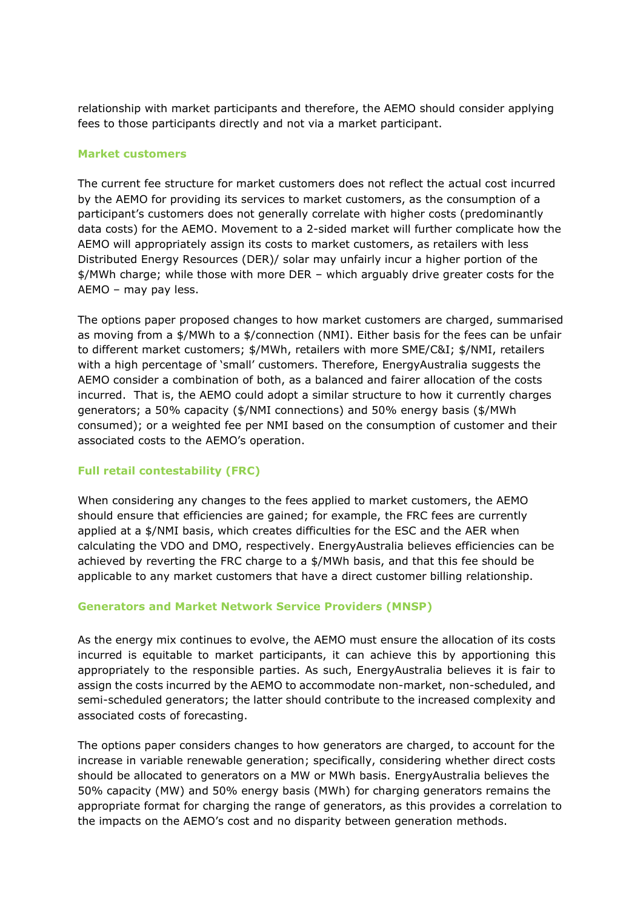relationship with market participants and therefore, the AEMO should consider applying fees to those participants directly and not via a market participant.

### Market customers

The current fee structure for market customers does not reflect the actual cost incurred by the AEMO for providing its services to market customers, as the consumption of a participant's customers does not generally correlate with higher costs (predominantly data costs) for the AEMO. Movement to a 2-sided market will further complicate how the AEMO will appropriately assign its costs to market customers, as retailers with less Distributed Energy Resources (DER)/ solar may unfairly incur a higher portion of the $/MWh charge; while those with more DER – which arguably drive greater costs for the AEMO – may pay less.

The options paper proposed changes to how market customers are charged, summarised as moving from a $/MWh to a $/connection (NMI). Either basis for the fees can be unfair to different market customers; $/MWh, retailers with more SME/C&I; $/NMI, retailers with a high percentage of 'small' customers. Therefore, EnergyAustralia suggests the AEMO consider a combination of both, as a balanced and fairer allocation of the costs incurred. That is, the AEMO could adopt a similar structure to how it currently charges generators; a 50% capacity ($/NMI connections) and 50% energy basis ($/MWh consumed); or a weighted fee per NMI based on the consumption of customer and their associated costs to the AEMO's operation.

### Full retail contestability (FRC)

When considering any changes to the fees applied to market customers, the AEMO should ensure that efficiencies are gained; for example, the FRC fees are currently applied at a $/NMI basis, which creates difficulties for the ESC and the AER when calculating the VDO and DMO, respectively. EnergyAustralia believes efficiencies can be achieved by reverting the FRC charge to a $/MWh basis, and that this fee should be applicable to any market customers that have a direct customer billing relationship.

### Generators and Market Network Service Providers (MNSP)

As the energy mix continues to evolve, the AEMO must ensure the allocation of its costs incurred is equitable to market participants, it can achieve this by apportioning this appropriately to the responsible parties. As such, EnergyAustralia believes it is fair to assign the costs incurred by the AEMO to accommodate non-market, non-scheduled, and semi-scheduled generators; the latter should contribute to the increased complexity and associated costs of forecasting.

The options paper considers changes to how generators are charged, to account for the increase in variable renewable generation; specifically, considering whether direct costs should be allocated to generators on a MW or MWh basis. EnergyAustralia believes the 50% capacity (MW) and 50% energy basis (MWh) for charging generators remains the appropriate format for charging the range of generators, as this provides a correlation to the impacts on the AEMO's cost and no disparity between generation methods.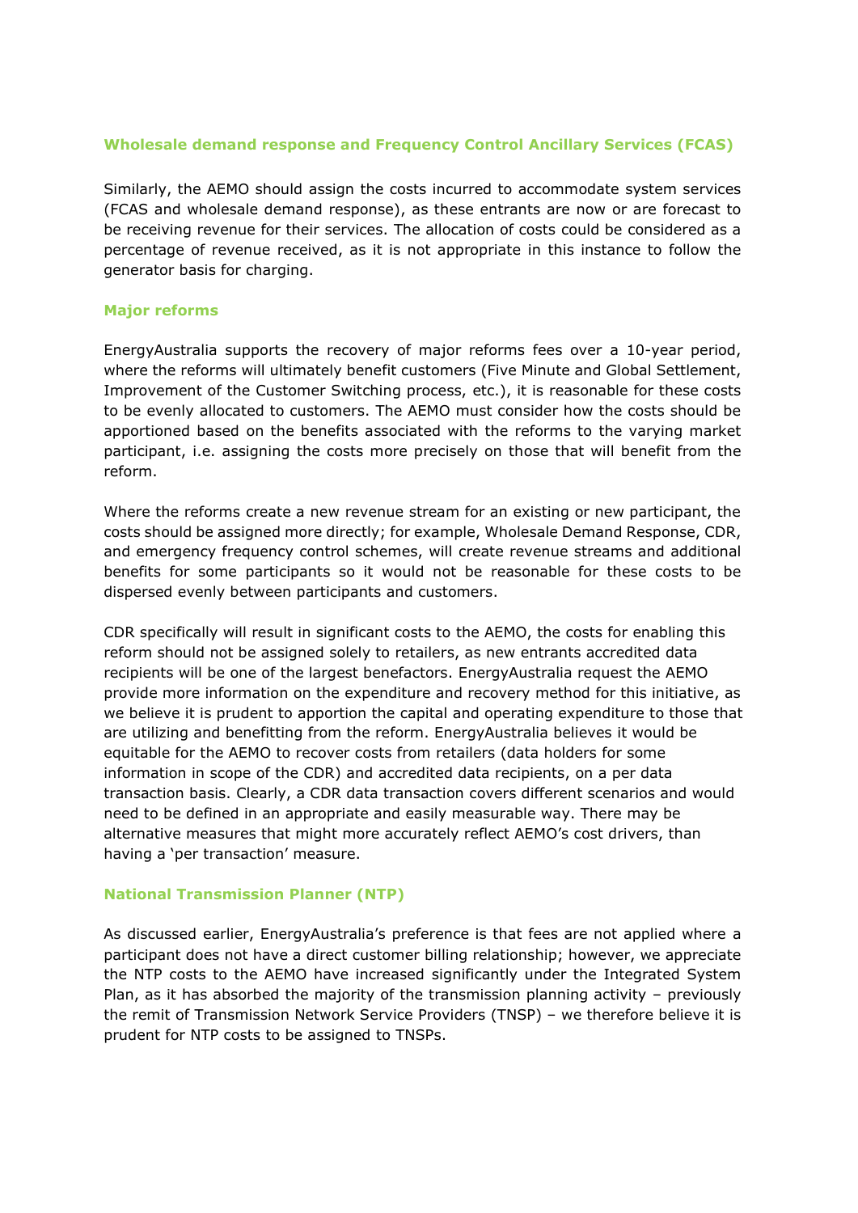### Wholesale demand response and Frequency Control Ancillary Services (FCAS)

Similarly, the AEMO should assign the costs incurred to accommodate system services (FCAS and wholesale demand response), as these entrants are now or are forecast to be receiving revenue for their services. The allocation of costs could be considered as a percentage of revenue received, as it is not appropriate in this instance to follow the generator basis for charging.

### Major reforms

EnergyAustralia supports the recovery of major reforms fees over a 10-year period, where the reforms will ultimately benefit customers (Five Minute and Global Settlement, Improvement of the Customer Switching process, etc.), it is reasonable for these costs to be evenly allocated to customers. The AEMO must consider how the costs should be apportioned based on the benefits associated with the reforms to the varying market participant, i.e. assigning the costs more precisely on those that will benefit from the reform.

Where the reforms create a new revenue stream for an existing or new participant, the costs should be assigned more directly; for example, Wholesale Demand Response, CDR, and emergency frequency control schemes, will create revenue streams and additional benefits for some participants so it would not be reasonable for these costs to be dispersed evenly between participants and customers.

CDR specifically will result in significant costs to the AEMO, the costs for enabling this reform should not be assigned solely to retailers, as new entrants accredited data recipients will be one of the largest benefactors. EnergyAustralia request the AEMO provide more information on the expenditure and recovery method for this initiative, as we believe it is prudent to apportion the capital and operating expenditure to those that are utilizing and benefitting from the reform. EnergyAustralia believes it would be equitable for the AEMO to recover costs from retailers (data holders for some information in scope of the CDR) and accredited data recipients, on a per data transaction basis. Clearly, a CDR data transaction covers different scenarios and would need to be defined in an appropriate and easily measurable way. There may be alternative measures that might more accurately reflect AEMO's cost drivers, than having a 'per transaction' measure.

### National Transmission Planner (NTP)

As discussed earlier, EnergyAustralia's preference is that fees are not applied where a participant does not have a direct customer billing relationship; however, we appreciate the NTP costs to the AEMO have increased significantly under the Integrated System Plan, as it has absorbed the majority of the transmission planning activity – previously the remit of Transmission Network Service Providers (TNSP) – we therefore believe it is prudent for NTP costs to be assigned to TNSPs.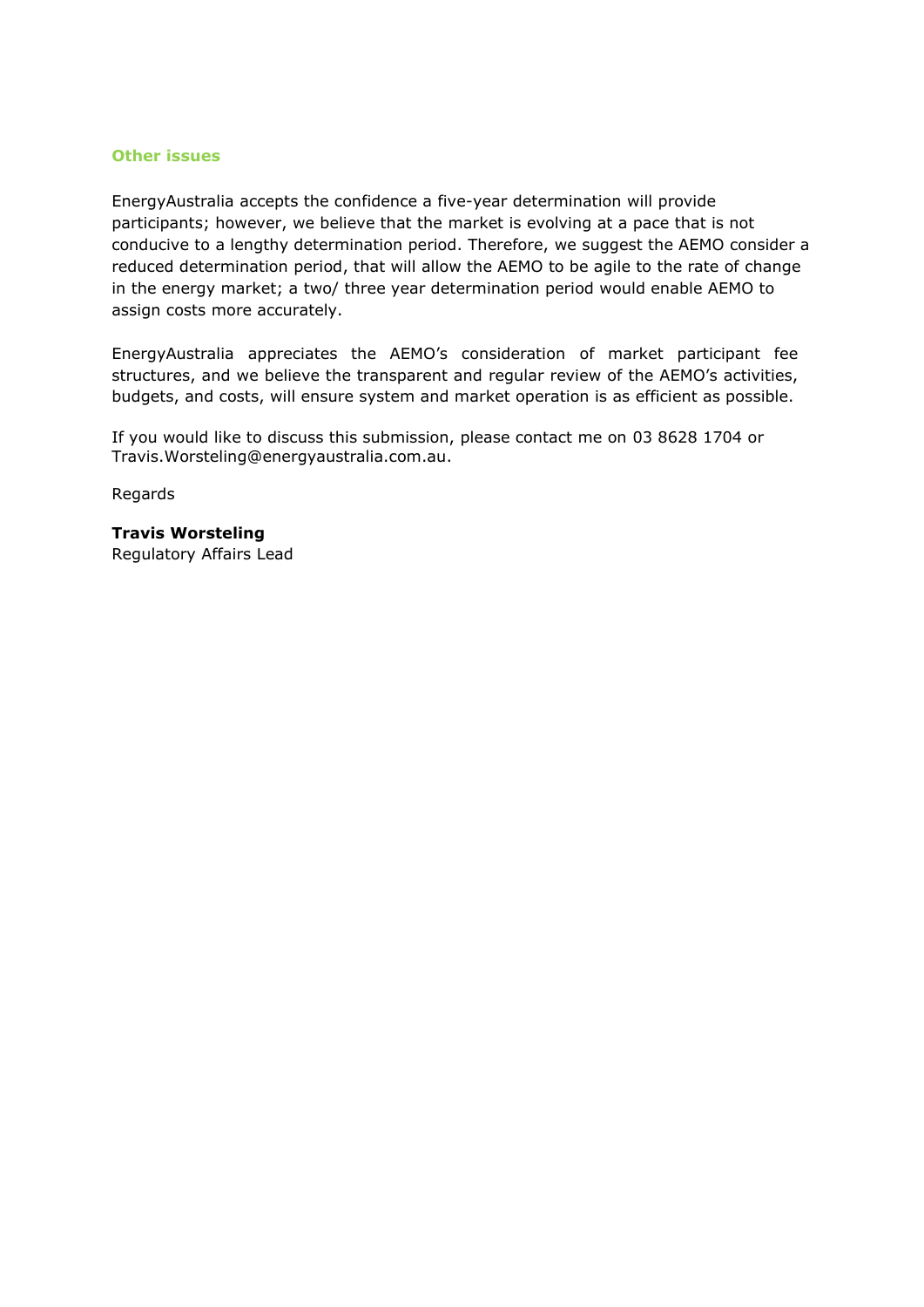## Other issues

EnergyAustralia accepts the confidence a five-year determination will provide participants; however, we believe that the market is evolving at a pace that is not conducive to a lengthy determination period. Therefore, we suggest the AEMO consider a reduced determination period, that will allow the AEMO to be agile to the rate of change in the energy market; a two/ three year determination period would enable AEMO to assign costs more accurately.

EnergyAustralia appreciates the AEMO's consideration of market participant fee structures, and we believe the transparent and regular review of the AEMO's activities, budgets, and costs, will ensure system and market operation is as efficient as possible.

If you would like to discuss this submission, please contact me on 03 8628 1704 or Travis.Worsteling@energyaustralia.com.au.

Regards

**Travis Worsteling**
Regulatory Affairs Lead